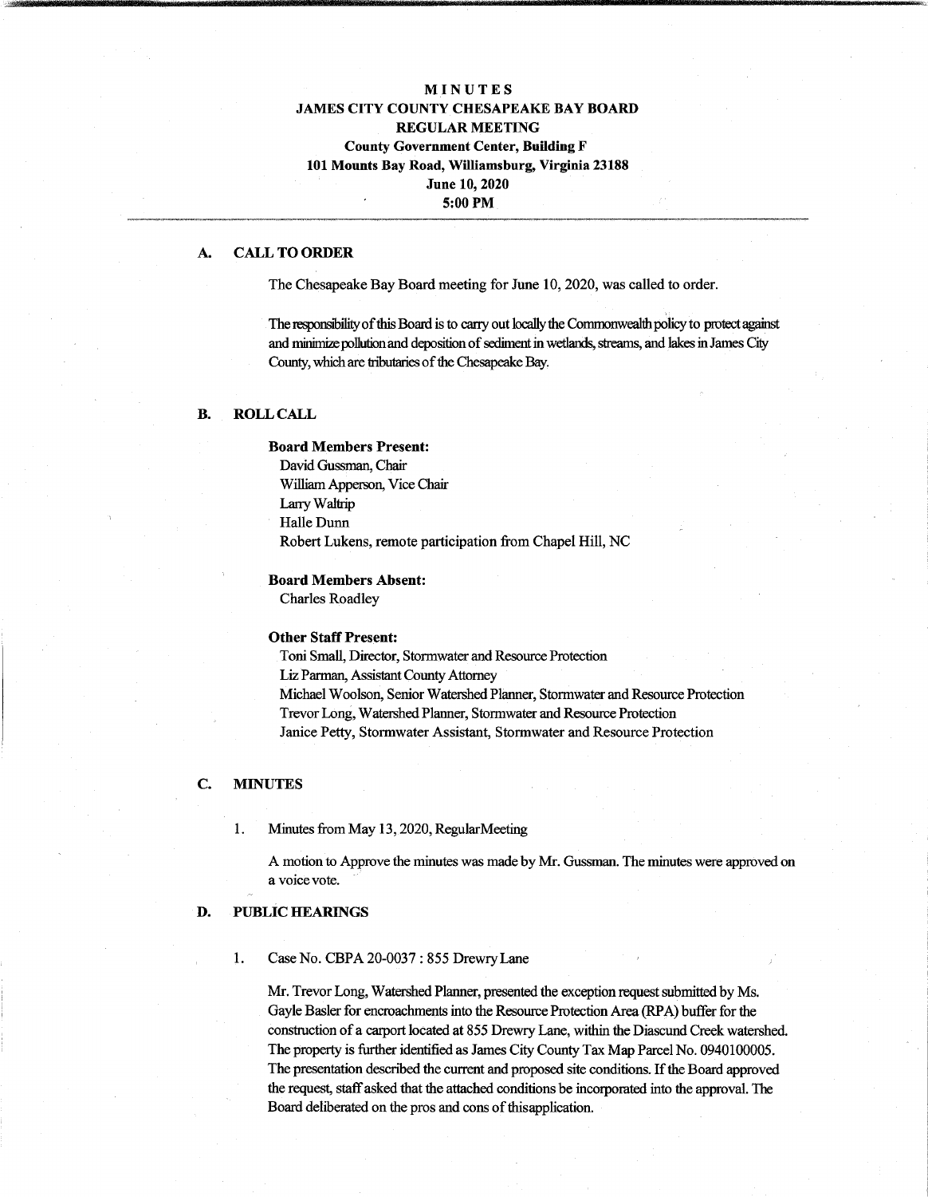# MINUTES
# JAMES CITY COUNTY CHESAPEAKE BAY BOARD
## REGULAR MEETING
### County Government Center, Building F
### 101 Mounts Bay Road, Williamsburg, Virginia 23188
### June 10, 2020
### 5:00 PM

---

## A. CALL TO ORDER

The Chesapeake Bay Board meeting for June 10, 2020, was called to order.

The responsibility of this Board is to carry out locally the Commonwealth policy to protect against and minimize pollution and deposition of sediment in wetlands, streams, and lakes in James City County, which are tributaries of the Chesapeake Bay.

## B. ROLL CALL

**Board Members Present:**

David Gussman, Chair
William Apperson, Vice Chair
Larry Waltrip
Halle Dunn
Robert Lukens, remote participation from Chapel Hill, NC

**Board Members Absent:**

Charles Roadley

**Other Staff Present:**

Toni Small, Director, Stormwater and Resource Protection
Liz Parman, Assistant County Attorney
Michael Woolson, Senior Watershed Planner, Stormwater and Resource Protection
Trevor Long, Watershed Planner, Stormwater and Resource Protection
Janice Petty, Stormwater Assistant, Stormwater and Resource Protection

## C. MINUTES

1. Minutes from May 13, 2020, RegularMeeting

   A motion to Approve the minutes was made by Mr. Gussman. The minutes were approved on a voice vote.

## D. PUBLIC HEARINGS

1. Case No. CBPA 20-0037 : 855 Drewry Lane

   Mr. Trevor Long, Watershed Planner, presented the exception request submitted by Ms. Gayle Basler for encroachments into the Resource Protection Area (RPA) buffer for the construction of a carport located at 855 Drewry Lane, within the Diascund Creek watershed. The property is further identified as James City County Tax Map Parcel No. 0940100005. The presentation described the current and proposed site conditions. If the Board approved the request, staff asked that the attached conditions be incorporated into the approval. The Board deliberated on the pros and cons of thisapplication.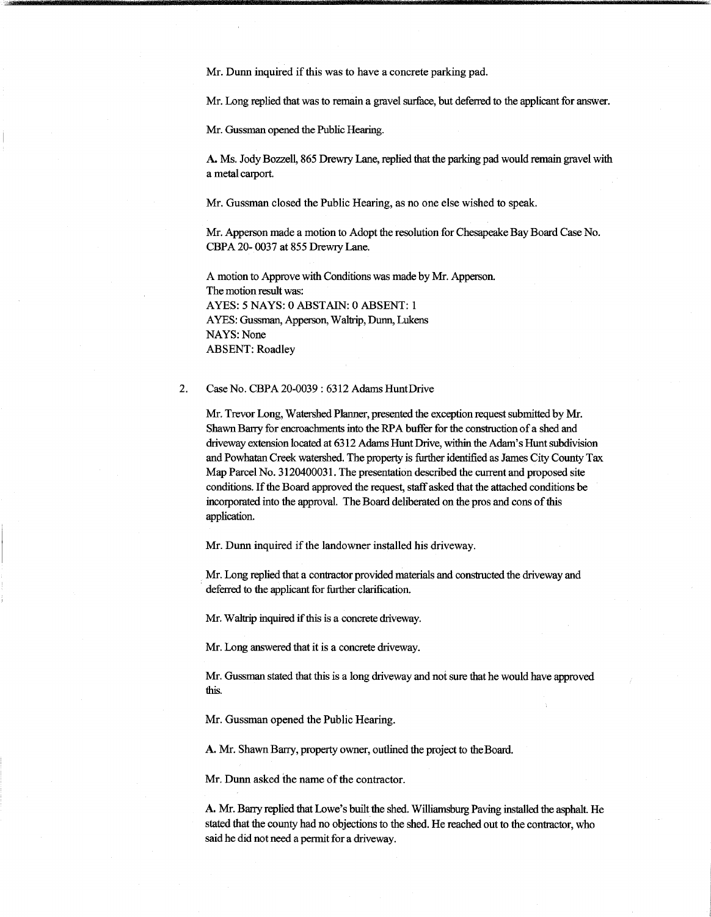Mr. Dunn inquired if this was to have a concrete parking pad.

Mr. Long replied that was to remain a gravel surface, but deferred to the applicant for answer.

Mr. Gussman opened the Public Hearing.

**A.** Ms. Jody Bozzell, 865 Drewry Lane, replied that the parking pad would remain gravel with a metal carport.

Mr. Gussman closed the Public Hearing, as no one else wished to speak.

Mr. Apperson made a motion to Adopt the resolution for Chesapeake Bay Board Case No. CBPA 20- 0037 at 855 Drewry Lane.

A motion to Approve with Conditions was made by Mr. Apperson.
The motion result was:
AYES: 5 NAYS: 0 ABSTAIN: 0 ABSENT: 1
AYES: Gussman, Apperson, Waltrip, Dunn, Lukens
NAYS: None
ABSENT: Roadley

2. Case No. CBPA 20-0039 : 6312 Adams Hunt Drive

   Mr. Trevor Long, Watershed Planner, presented the exception request submitted by Mr. Shawn Barry for encroachments into the RPA buffer for the construction of a shed and driveway extension located at 6312 Adams Hunt Drive, within the Adam's Hunt subdivision and Powhatan Creek watershed. The property is further identified as James City County Tax Map Parcel No. 3120400031. The presentation described the current and proposed site conditions. If the Board approved the request, staff asked that the attached conditions be incorporated into the approval. The Board deliberated on the pros and cons of this application.

   Mr. Dunn inquired if the landowner installed his driveway.

   Mr. Long replied that a contractor provided materials and constructed the driveway and deferred to the applicant for further clarification.

   Mr. Waltrip inquired if this is a concrete driveway.

   Mr. Long answered that it is a concrete driveway.

   Mr. Gussman stated that this is a long driveway and not sure that he would have approved this.

   Mr. Gussman opened the Public Hearing.

   **A.** Mr. Shawn Barry, property owner, outlined the project to the Board.

   Mr. Dunn asked the name of the contractor.

   **A.** Mr. Barry replied that Lowe's built the shed. Williamsburg Paving installed the asphalt. He stated that the county had no objections to the shed. He reached out to the contractor, who said he did not need a permit for a driveway.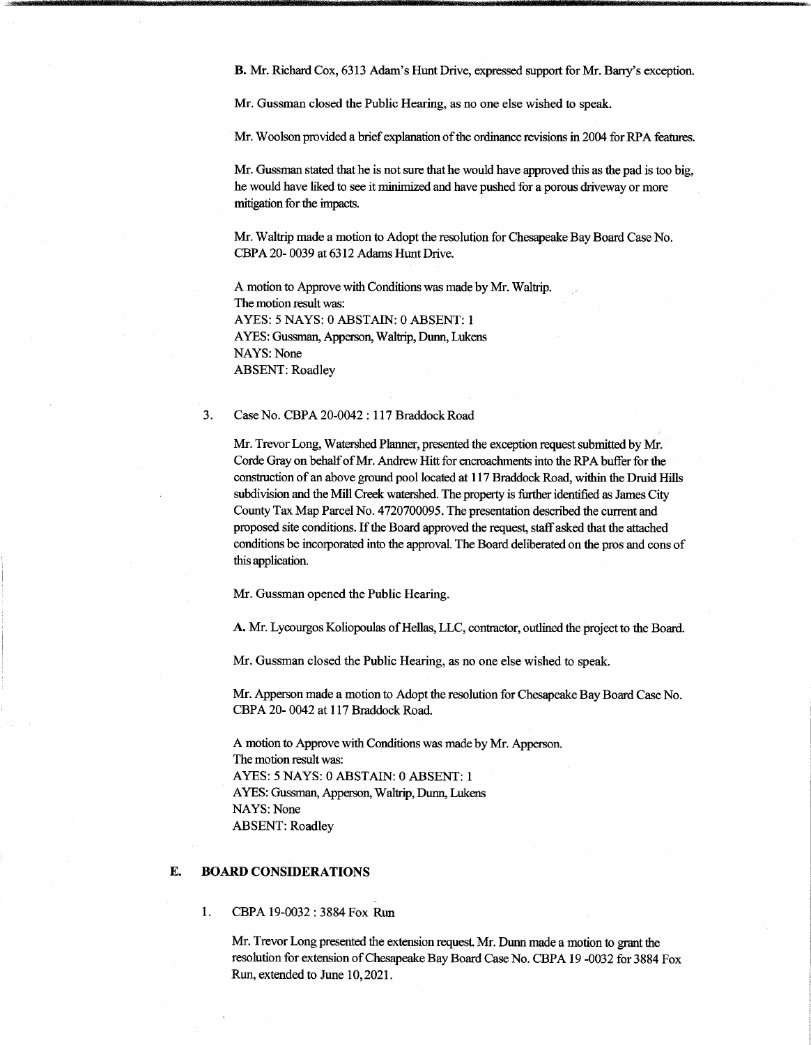**B.** Mr. Richard Cox, 6313 Adam's Hunt Drive, expressed support for Mr. Barry's exception.

Mr. Gussman closed the Public Hearing, as no one else wished to speak.

Mr. Woolson provided a brief explanation of the ordinance revisions in 2004 for RPA features.

Mr. Gussman stated that he is not sure that he would have approved this as the pad is too big, he would have liked to see it minimized and have pushed for a porous driveway or more mitigation for the impacts.

Mr. Waltrip made a motion to Adopt the resolution for Chesapeake Bay Board Case No. CBPA 20- 0039 at 6312 Adams Hunt Drive.

A motion to Approve with Conditions was made by Mr. Waltrip.
The motion result was:
AYES: 5 NAYS: 0 ABSTAIN: 0 ABSENT: 1
AYES: Gussman, Apperson, Waltrip, Dunn, Lukens
NAYS: None
ABSENT: Roadley

3. Case No. CBPA 20-0042 : 117 Braddock Road

Mr. Trevor Long, Watershed Planner, presented the exception request submitted by Mr. Corde Gray on behalf of Mr. Andrew Hitt for encroachments into the RPA buffer for the construction of an above ground pool located at 117 Braddock Road, within the Druid Hills subdivision and the Mill Creek watershed. The property is further identified as James City County Tax Map Parcel No. 4720700095. The presentation described the current and proposed site conditions. If the Board approved the request, staff asked that the attached conditions be incorporated into the approval. The Board deliberated on the pros and cons of this application.

Mr. Gussman opened the Public Hearing.

**A.** Mr. Lycourgos Koliopoulas of Hellas, LLC, contractor, outlined the project to the Board.

Mr. Gussman closed the Public Hearing, as no one else wished to speak.

Mr. Apperson made a motion to Adopt the resolution for Chesapeake Bay Board Case No. CBPA 20- 0042 at 117 Braddock Road.

A motion to Approve with Conditions was made by Mr. Apperson.
The motion result was:
AYES: 5 NAYS: 0 ABSTAIN: 0 ABSENT: 1
AYES: Gussman, Apperson, Waltrip, Dunn, Lukens
NAYS: None
ABSENT: Roadley

## E. BOARD CONSIDERATIONS

1. CBPA 19-0032 : 3884 Fox Run

Mr. Trevor Long presented the extension request. Mr. Dunn made a motion to grant the resolution for extension of Chesapeake Bay Board Case No. CBPA 19 -0032 for 3884 Fox Run, extended to June 10, 2021.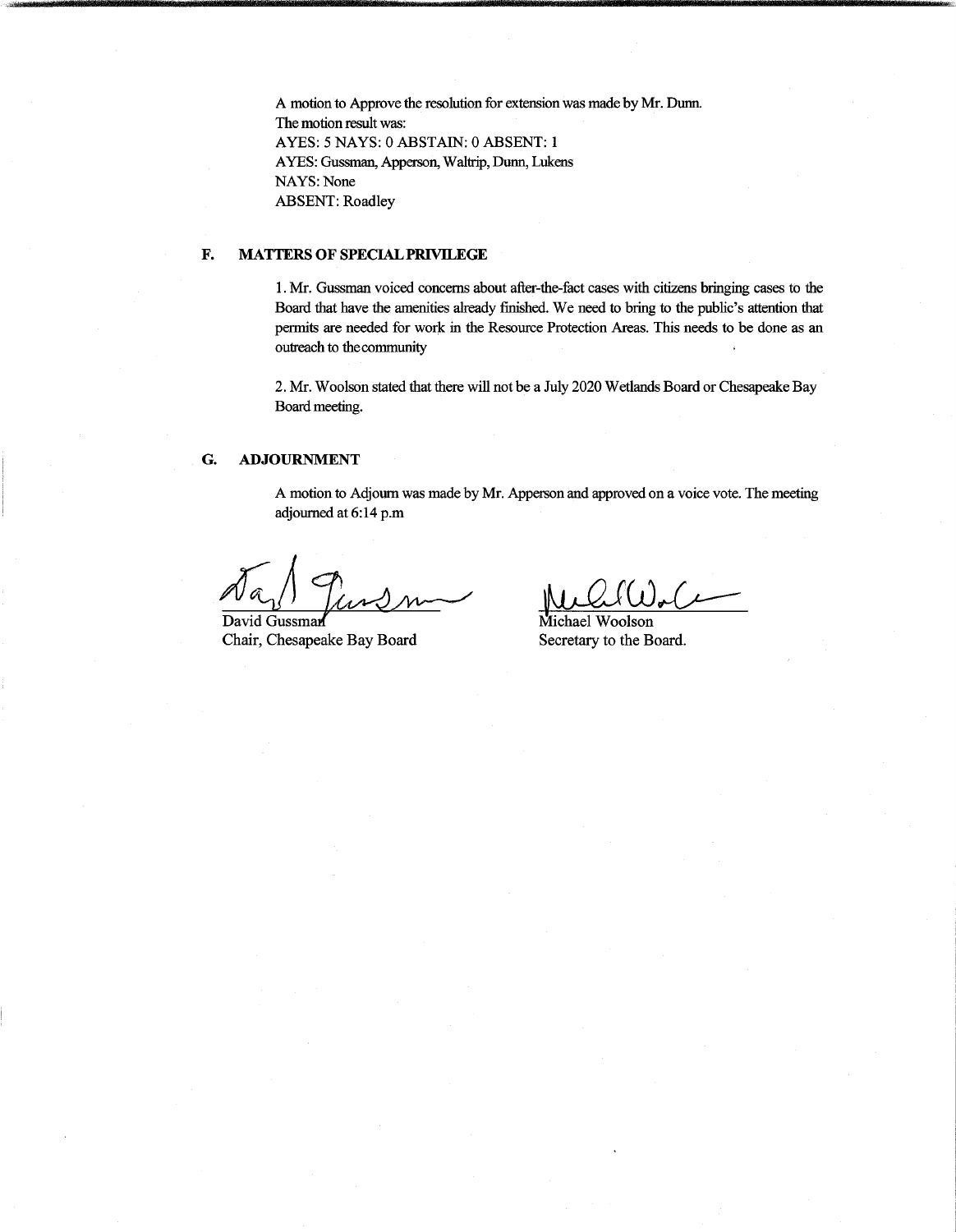A motion to Approve the resolution for extension was made by Mr. Dunn.
The motion result was:
AYES: 5 NAYS: 0 ABSTAIN: 0 ABSENT: 1
AYES: Gussman, Apperson, Waltrip, Dunn, Lukens
NAYS: None
ABSENT: Roadley

## F. MATTERS OF SPECIAL PRIVILEGE

1. Mr. Gussman voiced concerns about after-the-fact cases with citizens bringing cases to the Board that have the amenities already finished. We need to bring to the public's attention that permits are needed for work in the Resource Protection Areas. This needs to be done as an outreach to the community

2. Mr. Woolson stated that there will not be a July 2020 Wetlands Board or Chesapeake Bay Board meeting.

## G. ADJOURNMENT

A motion to Adjourn was made by Mr. Apperson and approved on a voice vote. The meeting adjourned at 6:14 p.m

David Gussman
Chair, Chesapeake Bay Board

Michael Woolson
Secretary to the Board.